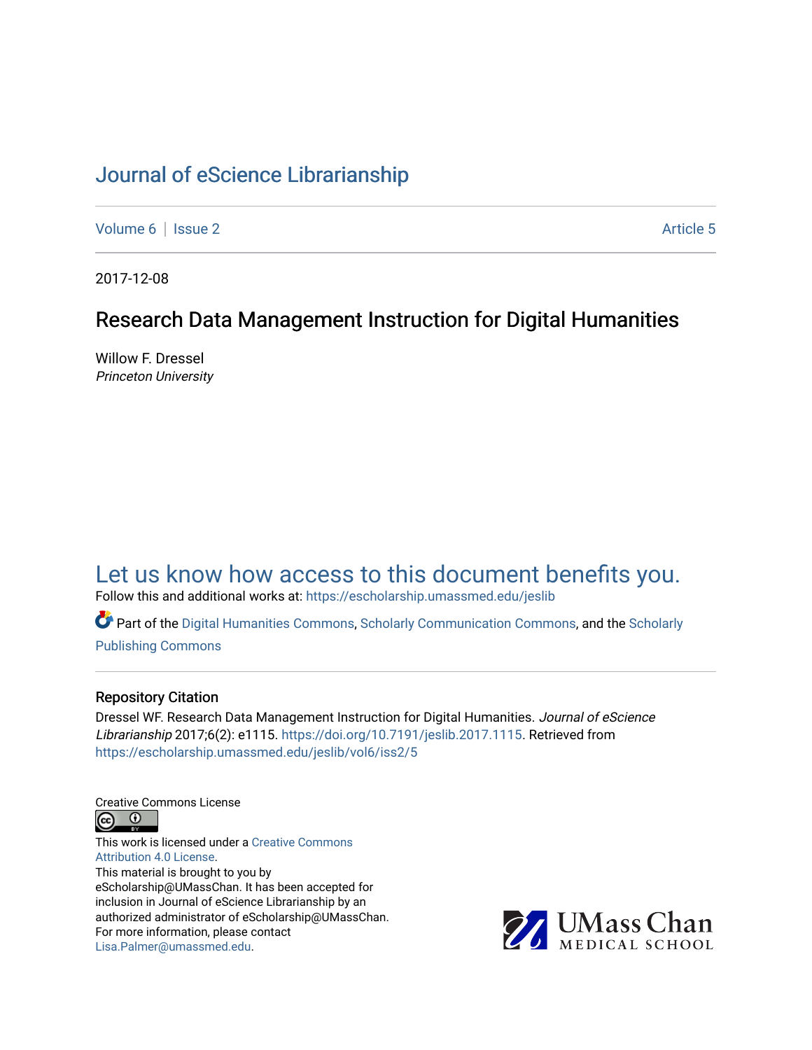# Journal of eScience Librarianship

Volume 6 | Issue 2 Article 5

2017-12-08

## Research Data Management Instruction for Digital Humanities

Willow F. Dressel
*Princeton University*

Let us know how access to this document benefits you.

Follow this and additional works at: https://escholarship.umassmed.edu/jeslib

Part of the Digital Humanities Commons, Scholarly Communication Commons, and the Scholarly Publishing Commons

### Repository Citation

Dressel WF. Research Data Management Instruction for Digital Humanities. *Journal of eScience Librarianship* 2017;6(2): e1115. https://doi.org/10.7191/jeslib.2017.1115. Retrieved from https://escholarship.umassmed.edu/jeslib/vol6/iss2/5

Creative Commons License

This work is licensed under a Creative Commons Attribution 4.0 License.
This material is brought to you by eScholarship@UMassChan. It has been accepted for inclusion in Journal of eScience Librarianship by an authorized administrator of eScholarship@UMassChan. For more information, please contact Lisa.Palmer@umassmed.edu.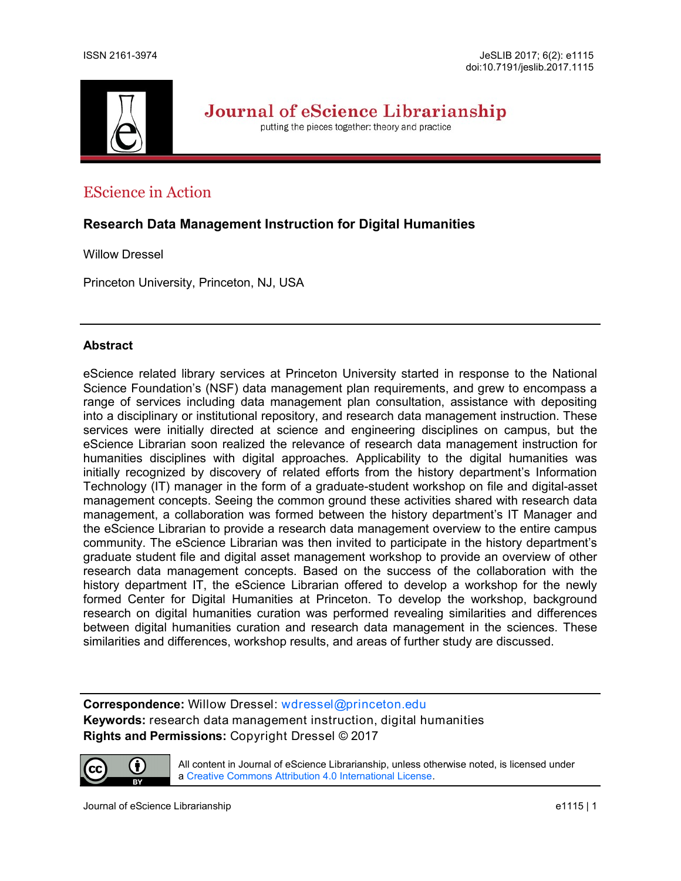ISSN 2161-3974

# EScience in Action

## Research Data Management Instruction for Digital Humanities

Willow Dressel

Princeton University, Princeton, NJ, USA

### Abstract

eScience related library services at Princeton University started in response to the National Science Foundation's (NSF) data management plan requirements, and grew to encompass a range of services including data management plan consultation, assistance with depositing into a disciplinary or institutional repository, and research data management instruction. These services were initially directed at science and engineering disciplines on campus, but the eScience Librarian soon realized the relevance of research data management instruction for humanities disciplines with digital approaches. Applicability to the digital humanities was initially recognized by discovery of related efforts from the history department's Information Technology (IT) manager in the form of a graduate-student workshop on file and digital-asset management concepts. Seeing the common ground these activities shared with research data management, a collaboration was formed between the history department's IT Manager and the eScience Librarian to provide a research data management overview to the entire campus community. The eScience Librarian was then invited to participate in the history department's graduate student file and digital asset management workshop to provide an overview of other research data management concepts. Based on the success of the collaboration with the history department IT, the eScience Librarian offered to develop a workshop for the newly formed Center for Digital Humanities at Princeton. To develop the workshop, background research on digital humanities curation was performed revealing similarities and differences between digital humanities curation and research data management in the sciences. These similarities and differences, workshop results, and areas of further study are discussed.

**Correspondence:** Willow Dressel: wdressel@princeton.edu
**Keywords:** research data management instruction, digital humanities
**Rights and Permissions:** Copyright Dressel © 2017

All content in Journal of eScience Librarianship, unless otherwise noted, is licensed under a Creative Commons Attribution 4.0 International License.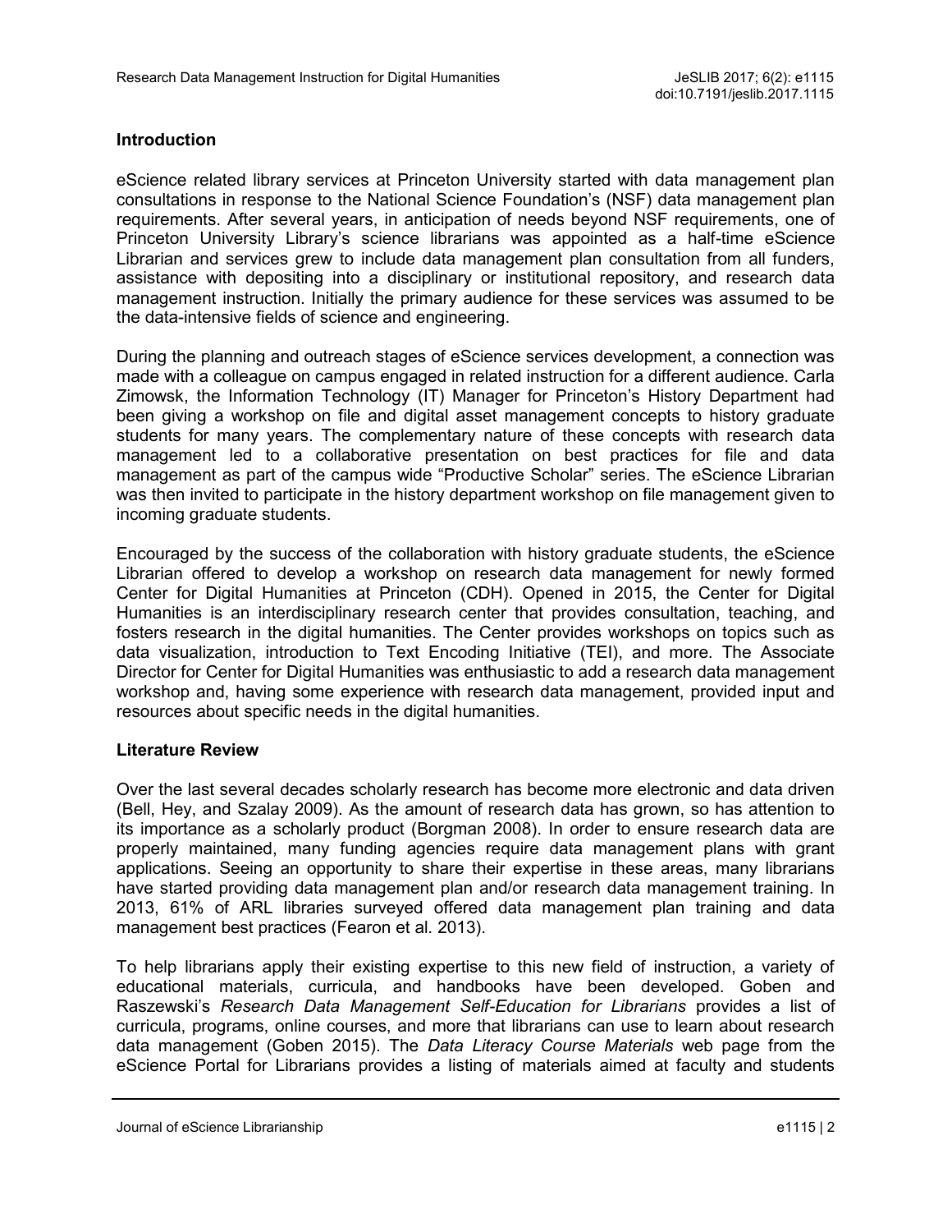## Introduction

eScience related library services at Princeton University started with data management plan consultations in response to the National Science Foundation's (NSF) data management plan requirements. After several years, in anticipation of needs beyond NSF requirements, one of Princeton University Library's science librarians was appointed as a half-time eScience Librarian and services grew to include data management plan consultation from all funders, assistance with depositing into a disciplinary or institutional repository, and research data management instruction. Initially the primary audience for these services was assumed to be the data-intensive fields of science and engineering.

During the planning and outreach stages of eScience services development, a connection was made with a colleague on campus engaged in related instruction for a different audience. Carla Zimowsk, the Information Technology (IT) Manager for Princeton's History Department had been giving a workshop on file and digital asset management concepts to history graduate students for many years. The complementary nature of these concepts with research data management led to a collaborative presentation on best practices for file and data management as part of the campus wide "Productive Scholar" series. The eScience Librarian was then invited to participate in the history department workshop on file management given to incoming graduate students.

Encouraged by the success of the collaboration with history graduate students, the eScience Librarian offered to develop a workshop on research data management for newly formed Center for Digital Humanities at Princeton (CDH). Opened in 2015, the Center for Digital Humanities is an interdisciplinary research center that provides consultation, teaching, and fosters research in the digital humanities. The Center provides workshops on topics such as data visualization, introduction to Text Encoding Initiative (TEI), and more. The Associate Director for Center for Digital Humanities was enthusiastic to add a research data management workshop and, having some experience with research data management, provided input and resources about specific needs in the digital humanities.

## Literature Review

Over the last several decades scholarly research has become more electronic and data driven (Bell, Hey, and Szalay 2009). As the amount of research data has grown, so has attention to its importance as a scholarly product (Borgman 2008). In order to ensure research data are properly maintained, many funding agencies require data management plans with grant applications. Seeing an opportunity to share their expertise in these areas, many librarians have started providing data management plan and/or research data management training. In 2013, 61% of ARL libraries surveyed offered data management plan training and data management best practices (Fearon et al. 2013).

To help librarians apply their existing expertise to this new field of instruction, a variety of educational materials, curricula, and handbooks have been developed. Goben and Raszewski's *Research Data Management Self-Education for Librarians* provides a list of curricula, programs, online courses, and more that librarians can use to learn about research data management (Goben 2015). The *Data Literacy Course Materials* web page from the eScience Portal for Librarians provides a listing of materials aimed at faculty and students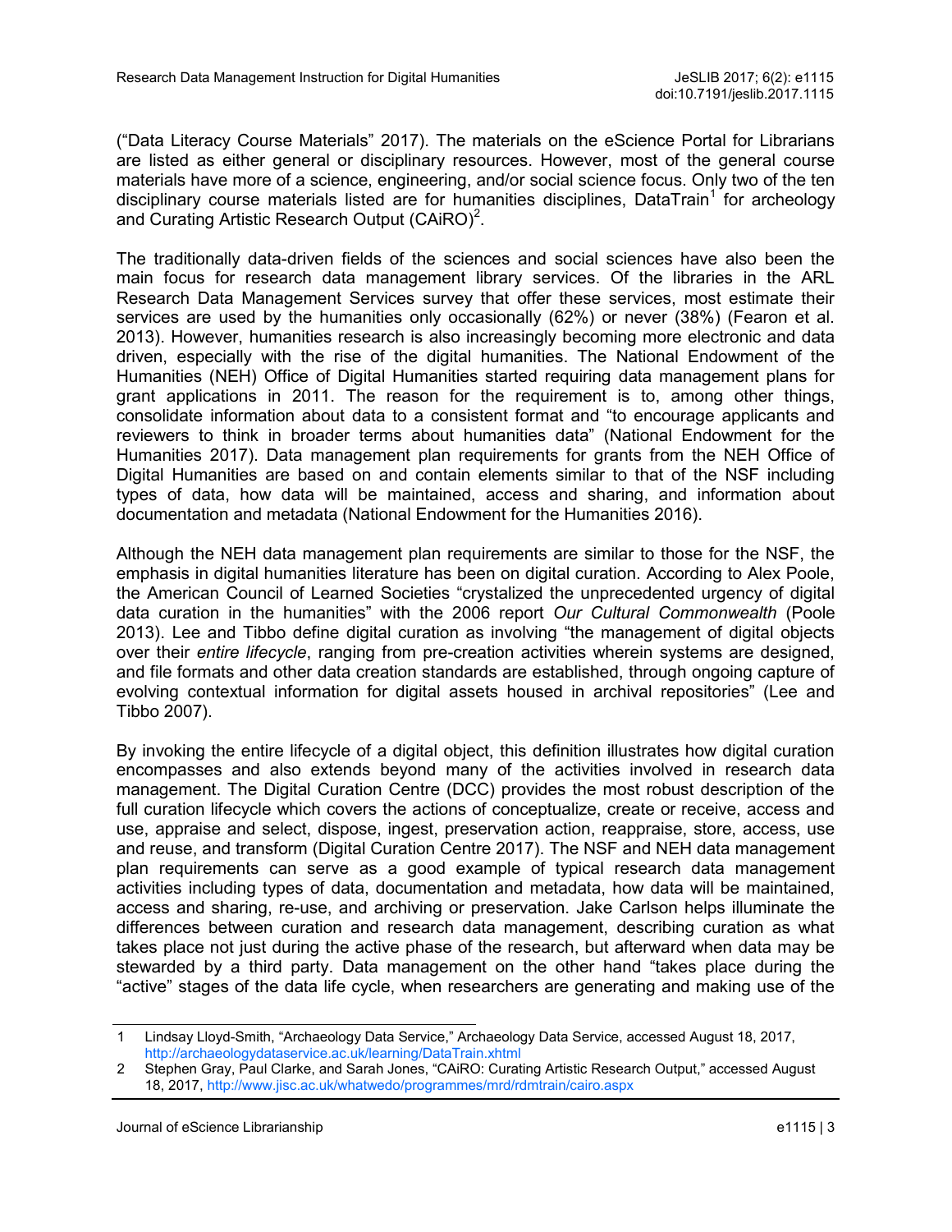("Data Literacy Course Materials" 2017). The materials on the eScience Portal for Librarians are listed as either general or disciplinary resources. However, most of the general course materials have more of a science, engineering, and/or social science focus. Only two of the ten disciplinary course materials listed are for humanities disciplines, DataTrain[1] for archeology and Curating Artistic Research Output (CAiRO)[2].

The traditionally data-driven fields of the sciences and social sciences have also been the main focus for research data management library services. Of the libraries in the ARL Research Data Management Services survey that offer these services, most estimate their services are used by the humanities only occasionally (62%) or never (38%) (Fearon et al. 2013). However, humanities research is also increasingly becoming more electronic and data driven, especially with the rise of the digital humanities. The National Endowment of the Humanities (NEH) Office of Digital Humanities started requiring data management plans for grant applications in 2011. The reason for the requirement is to, among other things, consolidate information about data to a consistent format and "to encourage applicants and reviewers to think in broader terms about humanities data" (National Endowment for the Humanities 2017). Data management plan requirements for grants from the NEH Office of Digital Humanities are based on and contain elements similar to that of the NSF including types of data, how data will be maintained, access and sharing, and information about documentation and metadata (National Endowment for the Humanities 2016).

Although the NEH data management plan requirements are similar to those for the NSF, the emphasis in digital humanities literature has been on digital curation. According to Alex Poole, the American Council of Learned Societies "crystalized the unprecedented urgency of digital data curation in the humanities" with the 2006 report *Our Cultural Commonwealth* (Poole 2013). Lee and Tibbo define digital curation as involving "the management of digital objects over their *entire lifecycle*, ranging from pre-creation activities wherein systems are designed, and file formats and other data creation standards are established, through ongoing capture of evolving contextual information for digital assets housed in archival repositories" (Lee and Tibbo 2007).

By invoking the entire lifecycle of a digital object, this definition illustrates how digital curation encompasses and also extends beyond many of the activities involved in research data management. The Digital Curation Centre (DCC) provides the most robust description of the full curation lifecycle which covers the actions of conceptualize, create or receive, access and use, appraise and select, dispose, ingest, preservation action, reappraise, store, access, use and reuse, and transform (Digital Curation Centre 2017). The NSF and NEH data management plan requirements can serve as a good example of typical research data management activities including types of data, documentation and metadata, how data will be maintained, access and sharing, re-use, and archiving or preservation. Jake Carlson helps illuminate the differences between curation and research data management, describing curation as what takes place not just during the active phase of the research, but afterward when data may be stewarded by a third party. Data management on the other hand "takes place during the "active" stages of the data life cycle, when researchers are generating and making use of the

---

1 Lindsay Lloyd-Smith, "Archaeology Data Service," Archaeology Data Service, accessed August 18, 2017, http://archaeologydataservice.ac.uk/learning/DataTrain.xhtml

2 Stephen Gray, Paul Clarke, and Sarah Jones, "CAiRO: Curating Artistic Research Output," accessed August 18, 2017, http://www.jisc.ac.uk/whatwedo/programmes/mrd/rdmtrain/cairo.aspx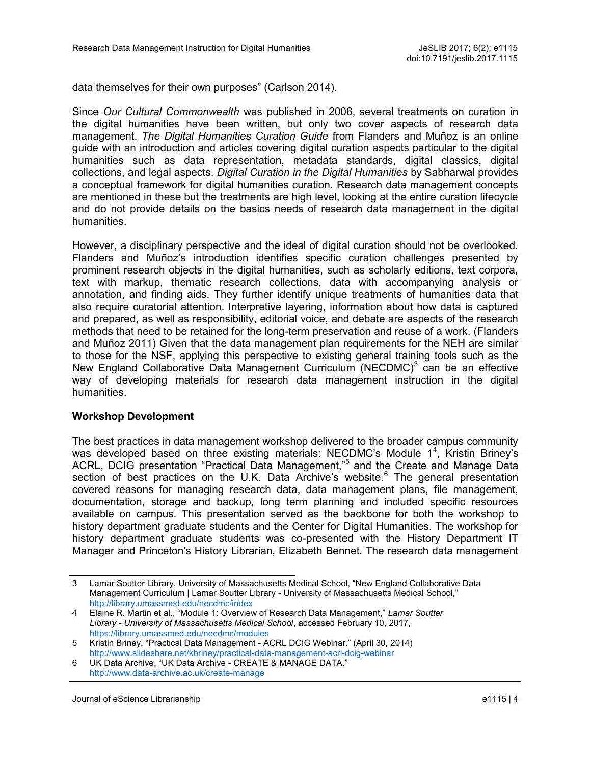data themselves for their own purposes" (Carlson 2014).

Since *Our Cultural Commonwealth* was published in 2006, several treatments on curation in the digital humanities have been written, but only two cover aspects of research data management. *The Digital Humanities Curation Guide* from Flanders and Muñoz is an online guide with an introduction and articles covering digital curation aspects particular to the digital humanities such as data representation, metadata standards, digital classics, digital collections, and legal aspects. *Digital Curation in the Digital Humanities* by Sabharwal provides a conceptual framework for digital humanities curation. Research data management concepts are mentioned in these but the treatments are high level, looking at the entire curation lifecycle and do not provide details on the basics needs of research data management in the digital humanities.

However, a disciplinary perspective and the ideal of digital curation should not be overlooked. Flanders and Muñoz's introduction identifies specific curation challenges presented by prominent research objects in the digital humanities, such as scholarly editions, text corpora, text with markup, thematic research collections, data with accompanying analysis or annotation, and finding aids. They further identify unique treatments of humanities data that also require curatorial attention. Interpretive layering, information about how data is captured and prepared, as well as responsibility, editorial voice, and debate are aspects of the research methods that need to be retained for the long-term preservation and reuse of a work. (Flanders and Muñoz 2011) Given that the data management plan requirements for the NEH are similar to those for the NSF, applying this perspective to existing general training tools such as the New England Collaborative Data Management Curriculum (NECDMC)[3] can be an effective way of developing materials for research data management instruction in the digital humanities.

**Workshop Development**

The best practices in data management workshop delivered to the broader campus community was developed based on three existing materials: NECDMC's Module 1[4], Kristin Briney's ACRL, DCIG presentation "Practical Data Management,"[5] and the Create and Manage Data section of best practices on the U.K. Data Archive's website.[6] The general presentation covered reasons for managing research data, data management plans, file management, documentation, storage and backup, long term planning and included specific resources available on campus. This presentation served as the backbone for both the workshop to history department graduate students and the Center for Digital Humanities. The workshop for history department graduate students was co-presented with the History Department IT Manager and Princeton's History Librarian, Elizabeth Bennet. The research data management

---

3 Lamar Soutter Library, University of Massachusetts Medical School, "New England Collaborative Data Management Curriculum | Lamar Soutter Library - University of Massachusetts Medical School," http://library.umassmed.edu/necdmc/index

4 Elaine R. Martin et al., "Module 1: Overview of Research Data Management," *Lamar Soutter Library - University of Massachusetts Medical School*, accessed February 10, 2017, https://library.umassmed.edu/necdmc/modules

5 Kristin Briney, "Practical Data Management - ACRL DCIG Webinar." (April 30, 2014) http://www.slideshare.net/kbriney/practical-data-management-acrl-dcig-webinar

6 UK Data Archive, "UK Data Archive - CREATE & MANAGE DATA." http://www.data-archive.ac.uk/create-manage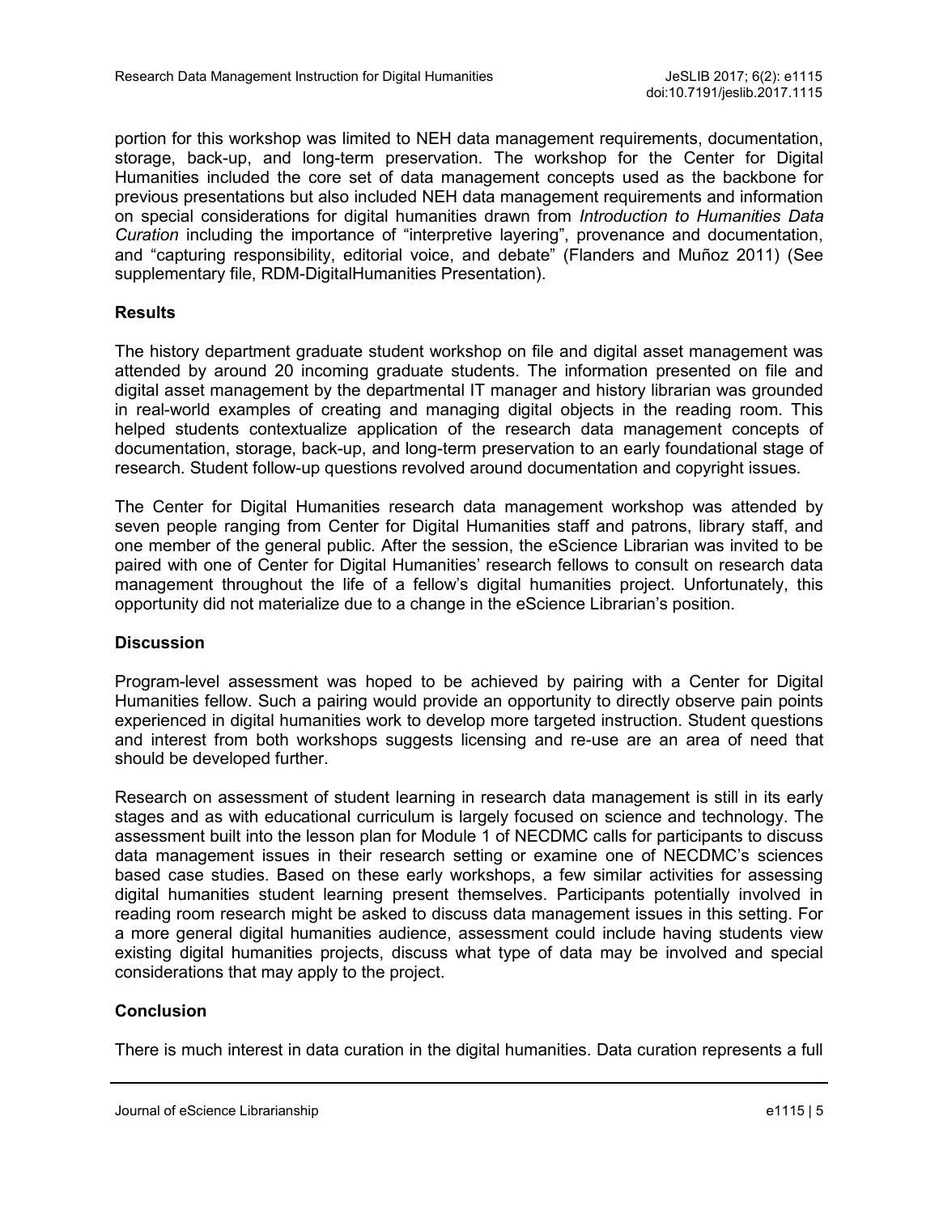portion for this workshop was limited to NEH data management requirements, documentation, storage, back-up, and long-term preservation. The workshop for the Center for Digital Humanities included the core set of data management concepts used as the backbone for previous presentations but also included NEH data management requirements and information on special considerations for digital humanities drawn from *Introduction to Humanities Data Curation* including the importance of "interpretive layering", provenance and documentation, and "capturing responsibility, editorial voice, and debate" (Flanders and Muñoz 2011) (See supplementary file, RDM-DigitalHumanities Presentation).

## Results

The history department graduate student workshop on file and digital asset management was attended by around 20 incoming graduate students. The information presented on file and digital asset management by the departmental IT manager and history librarian was grounded in real-world examples of creating and managing digital objects in the reading room. This helped students contextualize application of the research data management concepts of documentation, storage, back-up, and long-term preservation to an early foundational stage of research. Student follow-up questions revolved around documentation and copyright issues.

The Center for Digital Humanities research data management workshop was attended by seven people ranging from Center for Digital Humanities staff and patrons, library staff, and one member of the general public. After the session, the eScience Librarian was invited to be paired with one of Center for Digital Humanities' research fellows to consult on research data management throughout the life of a fellow's digital humanities project. Unfortunately, this opportunity did not materialize due to a change in the eScience Librarian's position.

## Discussion

Program-level assessment was hoped to be achieved by pairing with a Center for Digital Humanities fellow. Such a pairing would provide an opportunity to directly observe pain points experienced in digital humanities work to develop more targeted instruction. Student questions and interest from both workshops suggests licensing and re-use are an area of need that should be developed further.

Research on assessment of student learning in research data management is still in its early stages and as with educational curriculum is largely focused on science and technology. The assessment built into the lesson plan for Module 1 of NECDMC calls for participants to discuss data management issues in their research setting or examine one of NECDMC's sciences based case studies. Based on these early workshops, a few similar activities for assessing digital humanities student learning present themselves. Participants potentially involved in reading room research might be asked to discuss data management issues in this setting. For a more general digital humanities audience, assessment could include having students view existing digital humanities projects, discuss what type of data may be involved and special considerations that may apply to the project.

## Conclusion

There is much interest in data curation in the digital humanities. Data curation represents a full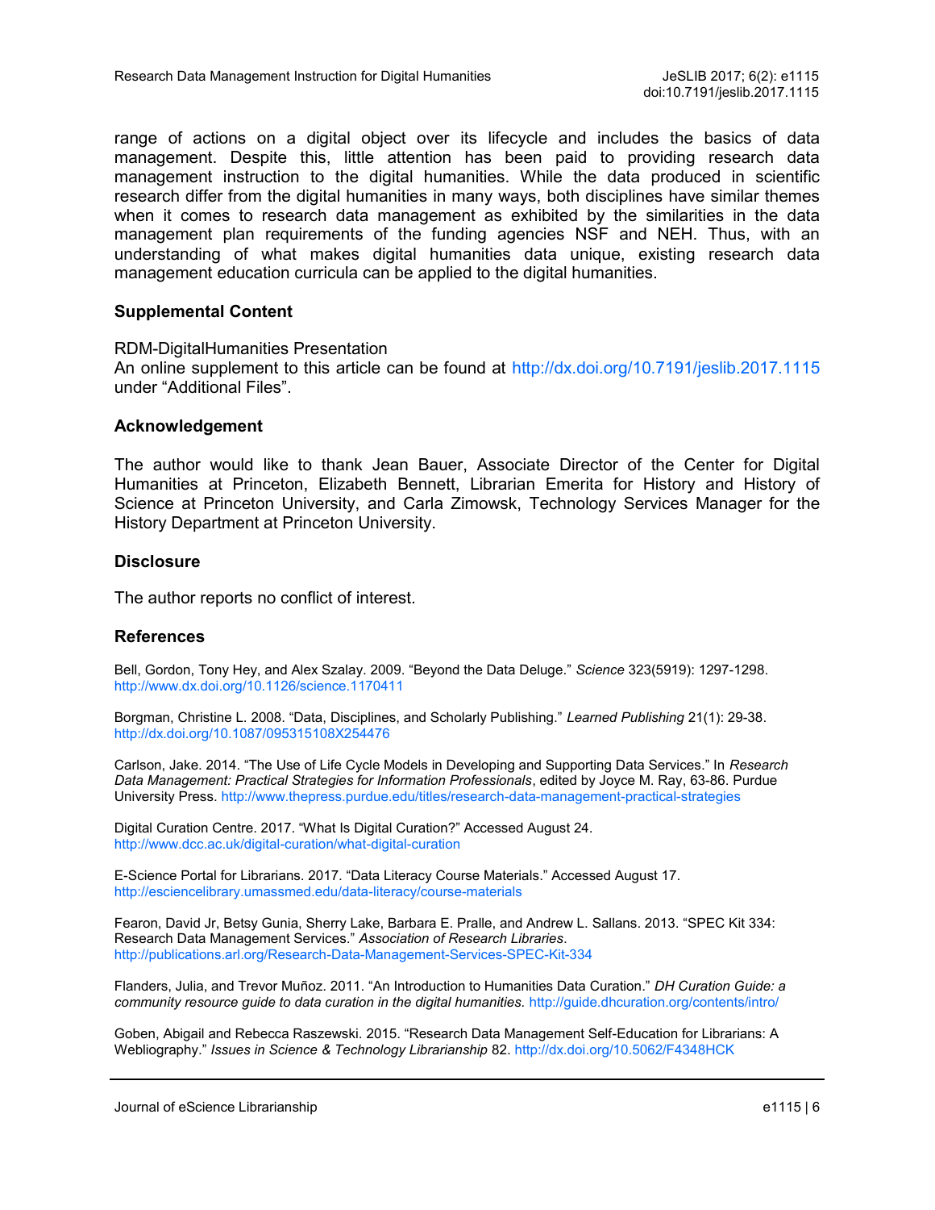range of actions on a digital object over its lifecycle and includes the basics of data management. Despite this, little attention has been paid to providing research data management instruction to the digital humanities. While the data produced in scientific research differ from the digital humanities in many ways, both disciplines have similar themes when it comes to research data management as exhibited by the similarities in the data management plan requirements of the funding agencies NSF and NEH. Thus, with an understanding of what makes digital humanities data unique, existing research data management education curricula can be applied to the digital humanities.

### Supplemental Content

RDM-DigitalHumanities Presentation
An online supplement to this article can be found at http://dx.doi.org/10.7191/jeslib.2017.1115 under "Additional Files".

### Acknowledgement

The author would like to thank Jean Bauer, Associate Director of the Center for Digital Humanities at Princeton, Elizabeth Bennett, Librarian Emerita for History and History of Science at Princeton University, and Carla Zimowsk, Technology Services Manager for the History Department at Princeton University.

### Disclosure

The author reports no conflict of interest.

### References

Bell, Gordon, Tony Hey, and Alex Szalay. 2009. "Beyond the Data Deluge." *Science* 323(5919): 1297-1298. http://www.dx.doi.org/10.1126/science.1170411

Borgman, Christine L. 2008. "Data, Disciplines, and Scholarly Publishing." *Learned Publishing* 21(1): 29-38. http://dx.doi.org/10.1087/095315108X254476

Carlson, Jake. 2014. "The Use of Life Cycle Models in Developing and Supporting Data Services." In *Research Data Management: Practical Strategies for Information Professionals*, edited by Joyce M. Ray, 63-86. Purdue University Press. http://www.thepress.purdue.edu/titles/research-data-management-practical-strategies

Digital Curation Centre. 2017. "What Is Digital Curation?" Accessed August 24. http://www.dcc.ac.uk/digital-curation/what-digital-curation

E-Science Portal for Librarians. 2017. "Data Literacy Course Materials." Accessed August 17. http://esciencelibrary.umassmed.edu/data-literacy/course-materials

Fearon, David Jr, Betsy Gunia, Sherry Lake, Barbara E. Pralle, and Andrew L. Sallans. 2013. "SPEC Kit 334: Research Data Management Services." *Association of Research Libraries*. http://publications.arl.org/Research-Data-Management-Services-SPEC-Kit-334

Flanders, Julia, and Trevor Muñoz. 2011. "An Introduction to Humanities Data Curation." *DH Curation Guide: a community resource guide to data curation in the digital humanities.* http://guide.dhcuration.org/contents/intro/

Goben, Abigail and Rebecca Raszewski. 2015. "Research Data Management Self-Education for Librarians: A Webliography." *Issues in Science & Technology Librarianship* 82. http://dx.doi.org/10.5062/F4348HCK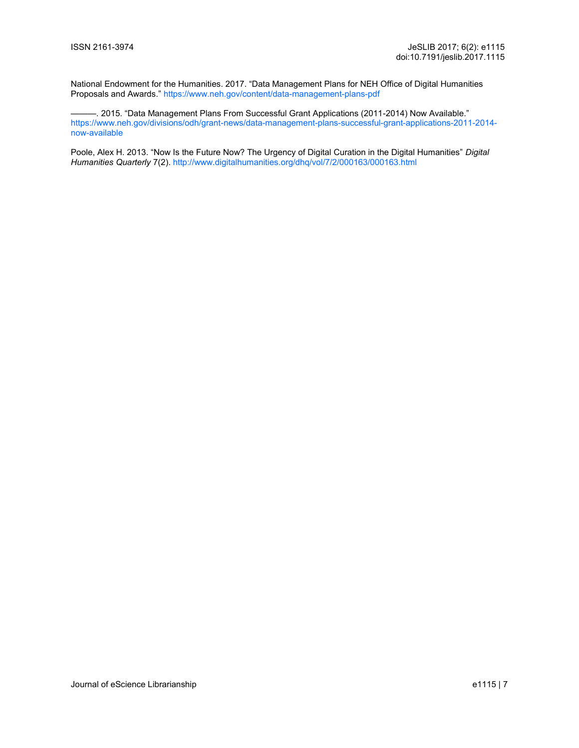National Endowment for the Humanities. 2017. "Data Management Plans for NEH Office of Digital Humanities Proposals and Awards." https://www.neh.gov/content/data-management-plans-pdf

———. 2015. "Data Management Plans From Successful Grant Applications (2011-2014) Now Available." https://www.neh.gov/divisions/odh/grant-news/data-management-plans-successful-grant-applications-2011-2014-now-available

Poole, Alex H. 2013. "Now Is the Future Now? The Urgency of Digital Curation in the Digital Humanities" *Digital Humanities Quarterly* 7(2). http://www.digitalhumanities.org/dhq/vol/7/2/000163/000163.html